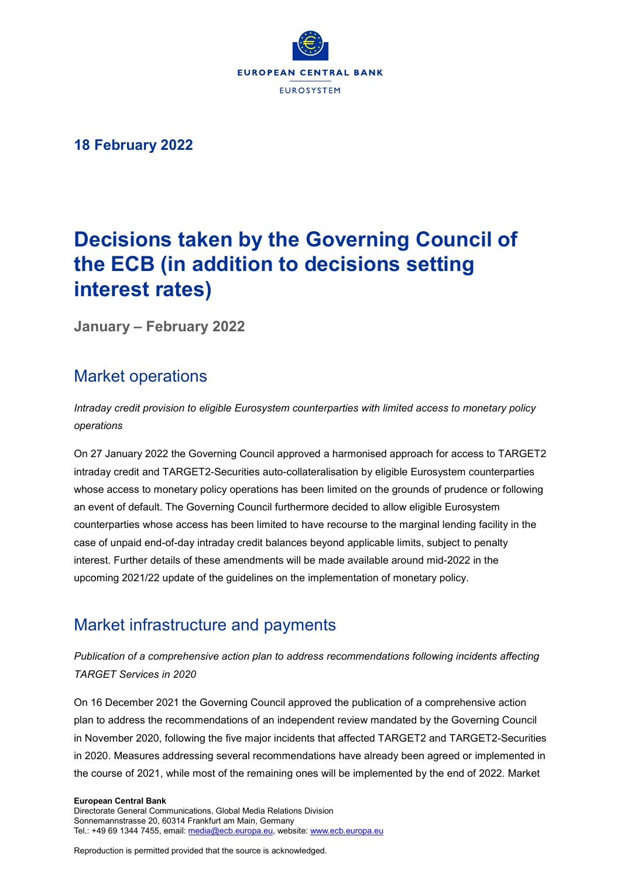**EUROPEAN CENTRAL BANK**

EUROSYSTEM

**18 February 2022**

# Decisions taken by the Governing Council of the ECB (in addition to decisions setting interest rates)

**January – February 2022**

## Market operations

*Intraday credit provision to eligible Eurosystem counterparties with limited access to monetary policy operations*

On 27 January 2022 the Governing Council approved a harmonised approach for access to TARGET2 intraday credit and TARGET2-Securities auto-collateralisation by eligible Eurosystem counterparties whose access to monetary policy operations has been limited on the grounds of prudence or following an event of default. The Governing Council furthermore decided to allow eligible Eurosystem counterparties whose access has been limited to have recourse to the marginal lending facility in the case of unpaid end-of-day intraday credit balances beyond applicable limits, subject to penalty interest. Further details of these amendments will be made available around mid-2022 in the upcoming 2021/22 update of the guidelines on the implementation of monetary policy.

## Market infrastructure and payments

*Publication of a comprehensive action plan to address recommendations following incidents affecting TARGET Services in 2020*

On 16 December 2021 the Governing Council approved the publication of a comprehensive action plan to address the recommendations of an independent review mandated by the Governing Council in November 2020, following the five major incidents that affected TARGET2 and TARGET2-Securities in 2020. Measures addressing several recommendations have already been agreed or implemented in the course of 2021, while most of the remaining ones will be implemented by the end of 2022. Market

**European Central Bank**
Directorate General Communications, Global Media Relations Division
Sonnemannstrasse 20, 60314 Frankfurt am Main, Germany
Tel.: +49 69 1344 7455, email: media@ecb.europa.eu, website: www.ecb.europa.eu

Reproduction is permitted provided that the source is acknowledged.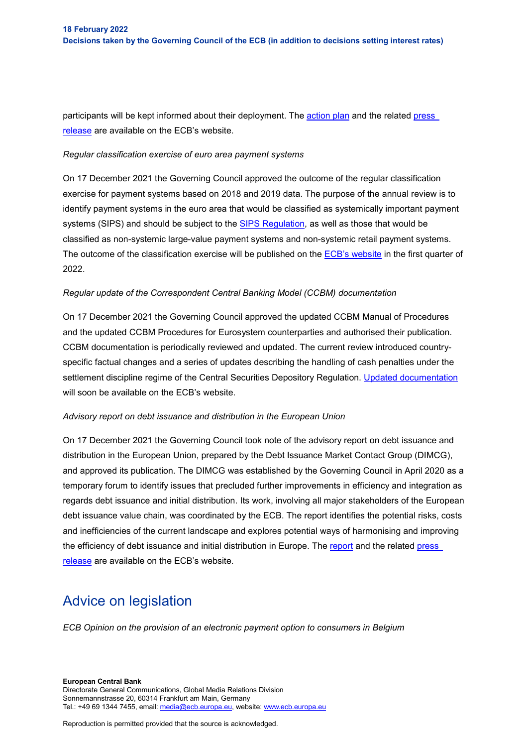participants will be kept informed about their deployment. The action plan and the related press release are available on the ECB's website.

*Regular classification exercise of euro area payment systems*

On 17 December 2021 the Governing Council approved the outcome of the regular classification exercise for payment systems based on 2018 and 2019 data. The purpose of the annual review is to identify payment systems in the euro area that would be classified as systemically important payment systems (SIPS) and should be subject to the SIPS Regulation, as well as those that would be classified as non-systemic large-value payment systems and non-systemic retail payment systems. The outcome of the classification exercise will be published on the ECB's website in the first quarter of 2022.

*Regular update of the Correspondent Central Banking Model (CCBM) documentation*

On 17 December 2021 the Governing Council approved the updated CCBM Manual of Procedures and the updated CCBM Procedures for Eurosystem counterparties and authorised their publication. CCBM documentation is periodically reviewed and updated. The current review introduced country-specific factual changes and a series of updates describing the handling of cash penalties under the settlement discipline regime of the Central Securities Depository Regulation. Updated documentation will soon be available on the ECB's website.

*Advisory report on debt issuance and distribution in the European Union*

On 17 December 2021 the Governing Council took note of the advisory report on debt issuance and distribution in the European Union, prepared by the Debt Issuance Market Contact Group (DIMCG), and approved its publication. The DIMCG was established by the Governing Council in April 2020 as a temporary forum to identify issues that precluded further improvements in efficiency and integration as regards debt issuance and initial distribution. Its work, involving all major stakeholders of the European debt issuance value chain, was coordinated by the ECB. The report identifies the potential risks, costs and inefficiencies of the current landscape and explores potential ways of harmonising and improving the efficiency of debt issuance and initial distribution in Europe. The report and the related press release are available on the ECB's website.

## Advice on legislation

*ECB Opinion on the provision of an electronic payment option to consumers in Belgium*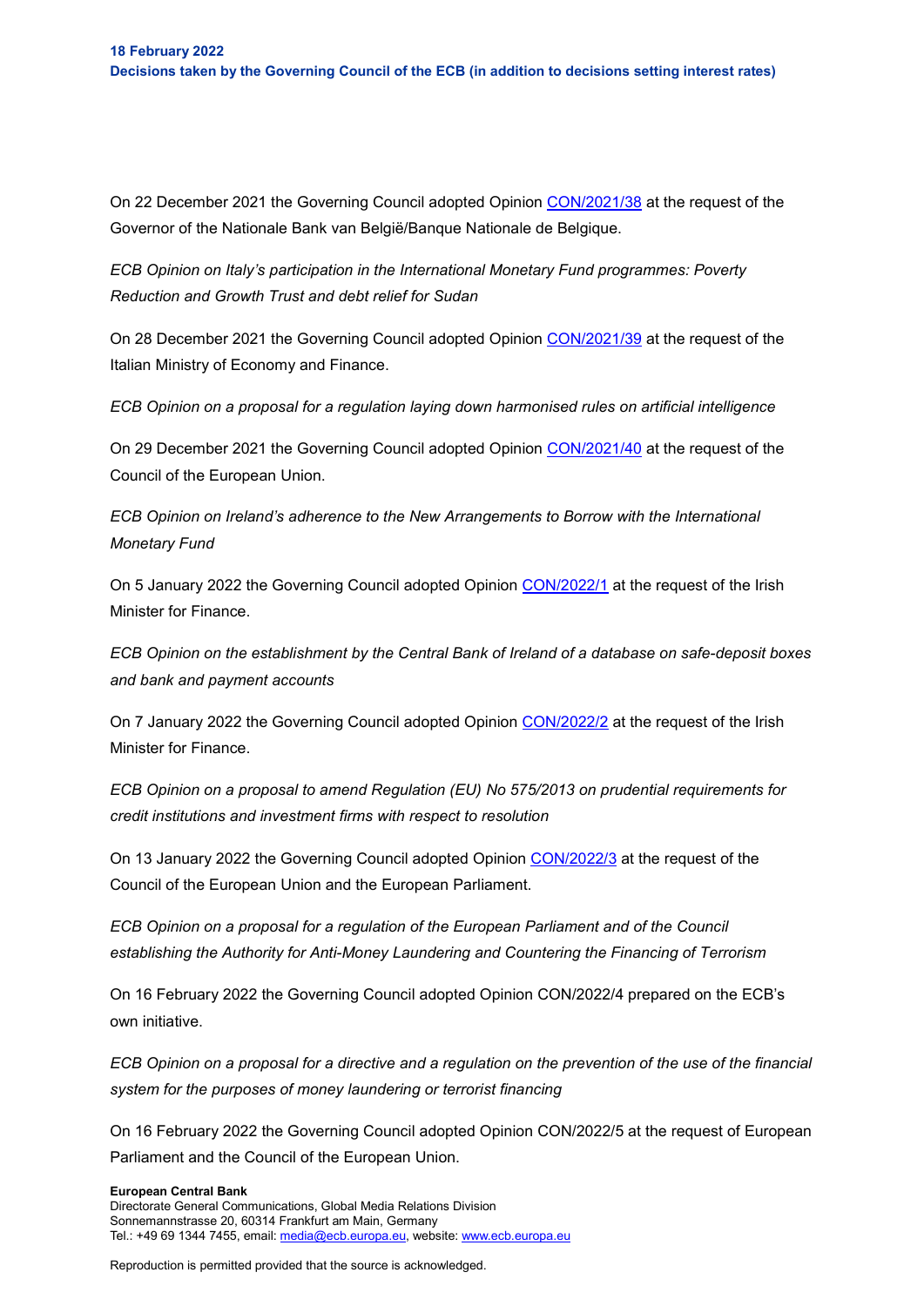On 22 December 2021 the Governing Council adopted Opinion [CON/2021/38](CON/2021/38) at the request of the Governor of the Nationale Bank van België/Banque Nationale de Belgique.

*ECB Opinion on Italy's participation in the International Monetary Fund programmes: Poverty Reduction and Growth Trust and debt relief for Sudan*

On 28 December 2021 the Governing Council adopted Opinion CON/2021/39 at the request of the Italian Ministry of Economy and Finance.

*ECB Opinion on a proposal for a regulation laying down harmonised rules on artificial intelligence*

On 29 December 2021 the Governing Council adopted Opinion CON/2021/40 at the request of the Council of the European Union.

*ECB Opinion on Ireland's adherence to the New Arrangements to Borrow with the International Monetary Fund*

On 5 January 2022 the Governing Council adopted Opinion CON/2022/1 at the request of the Irish Minister for Finance.

*ECB Opinion on the establishment by the Central Bank of Ireland of a database on safe-deposit boxes and bank and payment accounts*

On 7 January 2022 the Governing Council adopted Opinion CON/2022/2 at the request of the Irish Minister for Finance.

*ECB Opinion on a proposal to amend Regulation (EU) No 575/2013 on prudential requirements for credit institutions and investment firms with respect to resolution*

On 13 January 2022 the Governing Council adopted Opinion CON/2022/3 at the request of the Council of the European Union and the European Parliament.

*ECB Opinion on a proposal for a regulation of the European Parliament and of the Council establishing the Authority for Anti-Money Laundering and Countering the Financing of Terrorism*

On 16 February 2022 the Governing Council adopted Opinion CON/2022/4 prepared on the ECB's own initiative.

*ECB Opinion on a proposal for a directive and a regulation on the prevention of the use of the financial system for the purposes of money laundering or terrorist financing*

On 16 February 2022 the Governing Council adopted Opinion CON/2022/5 at the request of European Parliament and the Council of the European Union.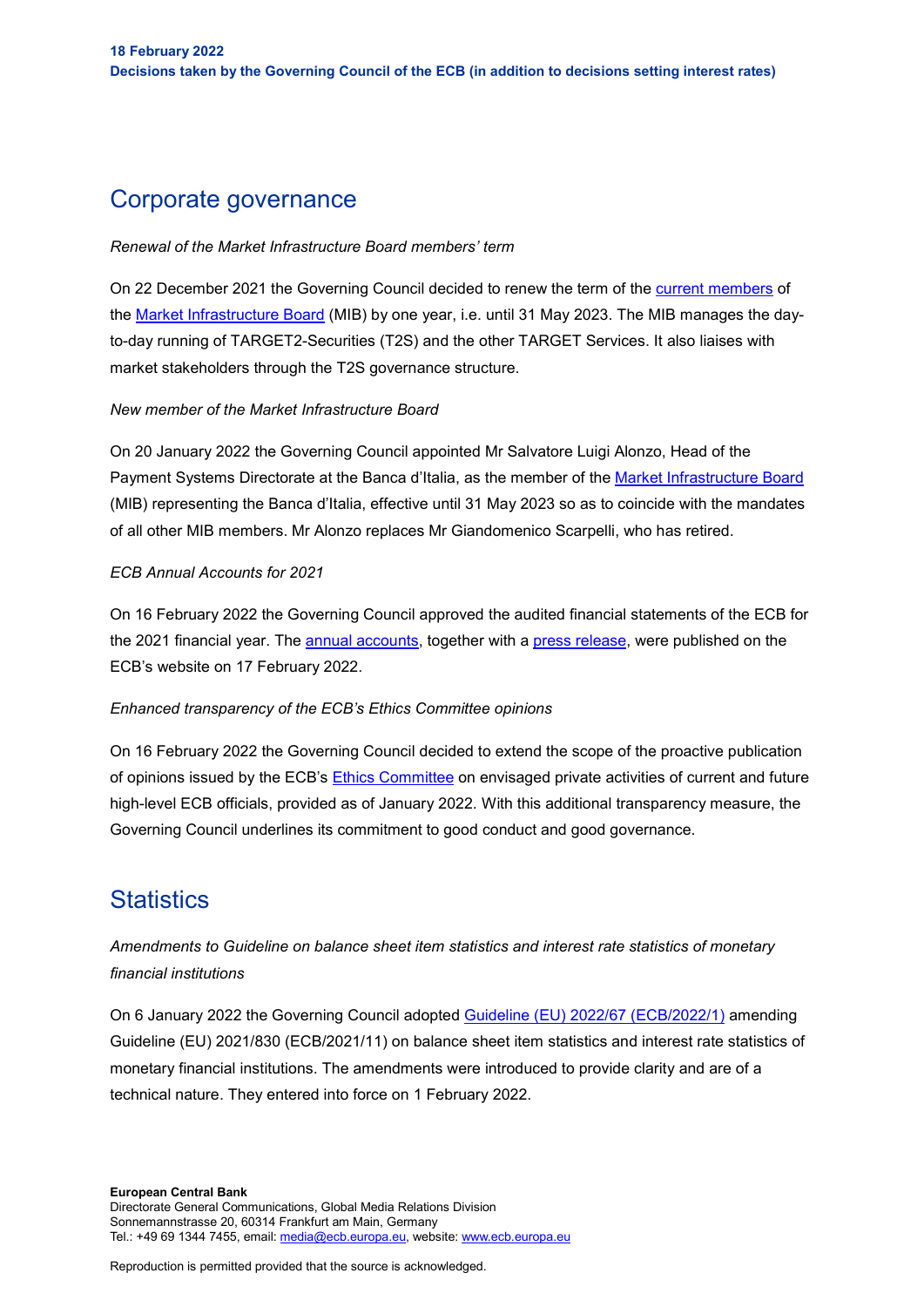## Corporate governance

*Renewal of the Market Infrastructure Board members' term*

On 22 December 2021 the Governing Council decided to renew the term of the current members of the Market Infrastructure Board (MIB) by one year, i.e. until 31 May 2023. The MIB manages the day-to-day running of TARGET2-Securities (T2S) and the other TARGET Services. It also liaises with market stakeholders through the T2S governance structure.

*New member of the Market Infrastructure Board*

On 20 January 2022 the Governing Council appointed Mr Salvatore Luigi Alonzo, Head of the Payment Systems Directorate at the Banca d'Italia, as the member of the Market Infrastructure Board (MIB) representing the Banca d'Italia, effective until 31 May 2023 so as to coincide with the mandates of all other MIB members. Mr Alonzo replaces Mr Giandomenico Scarpelli, who has retired.

*ECB Annual Accounts for 2021*

On 16 February 2022 the Governing Council approved the audited financial statements of the ECB for the 2021 financial year. The annual accounts, together with a press release, were published on the ECB's website on 17 February 2022.

*Enhanced transparency of the ECB's Ethics Committee opinions*

On 16 February 2022 the Governing Council decided to extend the scope of the proactive publication of opinions issued by the ECB's Ethics Committee on envisaged private activities of current and future high-level ECB officials, provided as of January 2022. With this additional transparency measure, the Governing Council underlines its commitment to good conduct and good governance.

## Statistics

*Amendments to Guideline on balance sheet item statistics and interest rate statistics of monetary financial institutions*

On 6 January 2022 the Governing Council adopted Guideline (EU) 2022/67 (ECB/2022/1) amending Guideline (EU) 2021/830 (ECB/2021/11) on balance sheet item statistics and interest rate statistics of monetary financial institutions. The amendments were introduced to provide clarity and are of a technical nature. They entered into force on 1 February 2022.

**European Central Bank**
Directorate General Communications, Global Media Relations Division
Sonnemannstrasse 20, 60314 Frankfurt am Main, Germany
Tel.: +49 69 1344 7455, email: media@ecb.europa.eu, website: www.ecb.europa.eu

Reproduction is permitted provided that the source is acknowledged.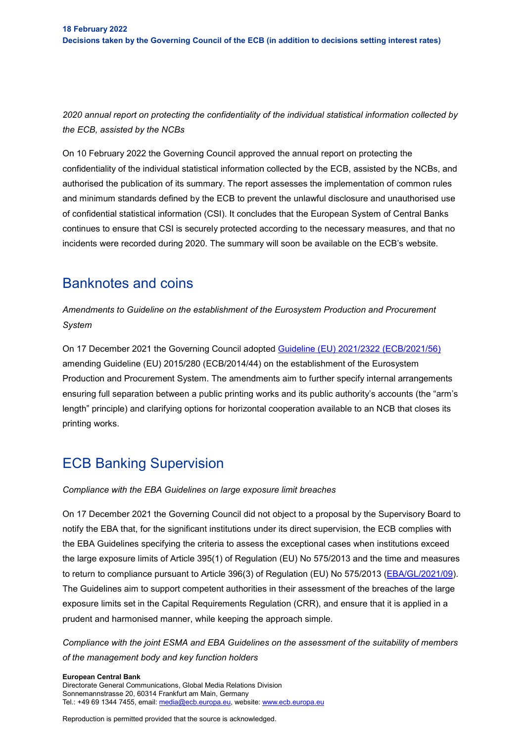*2020 annual report on protecting the confidentiality of the individual statistical information collected by the ECB, assisted by the NCBs*

On 10 February 2022 the Governing Council approved the annual report on protecting the confidentiality of the individual statistical information collected by the ECB, assisted by the NCBs, and authorised the publication of its summary. The report assesses the implementation of common rules and minimum standards defined by the ECB to prevent the unlawful disclosure and unauthorised use of confidential statistical information (CSI). It concludes that the European System of Central Banks continues to ensure that CSI is securely protected according to the necessary measures, and that no incidents were recorded during 2020. The summary will soon be available on the ECB's website.

## Banknotes and coins

*Amendments to Guideline on the establishment of the Eurosystem Production and Procurement System*

On 17 December 2021 the Governing Council adopted [Guideline (EU) 2021/2322 (ECB/2021/56)](#) amending Guideline (EU) 2015/280 (ECB/2014/44) on the establishment of the Eurosystem Production and Procurement System. The amendments aim to further specify internal arrangements ensuring full separation between a public printing works and its public authority's accounts (the "arm's length" principle) and clarifying options for horizontal cooperation available to an NCB that closes its printing works.

## ECB Banking Supervision

*Compliance with the EBA Guidelines on large exposure limit breaches*

On 17 December 2021 the Governing Council did not object to a proposal by the Supervisory Board to notify the EBA that, for the significant institutions under its direct supervision, the ECB complies with the EBA Guidelines specifying the criteria to assess the exceptional cases when institutions exceed the large exposure limits of Article 395(1) of Regulation (EU) No 575/2013 and the time and measures to return to compliance pursuant to Article 396(3) of Regulation (EU) No 575/2013 ([EBA/GL/2021/09](#)). The Guidelines aim to support competent authorities in their assessment of the breaches of the large exposure limits set in the Capital Requirements Regulation (CRR), and ensure that it is applied in a prudent and harmonised manner, while keeping the approach simple.

*Compliance with the joint ESMA and EBA Guidelines on the assessment of the suitability of members of the management body and key function holders*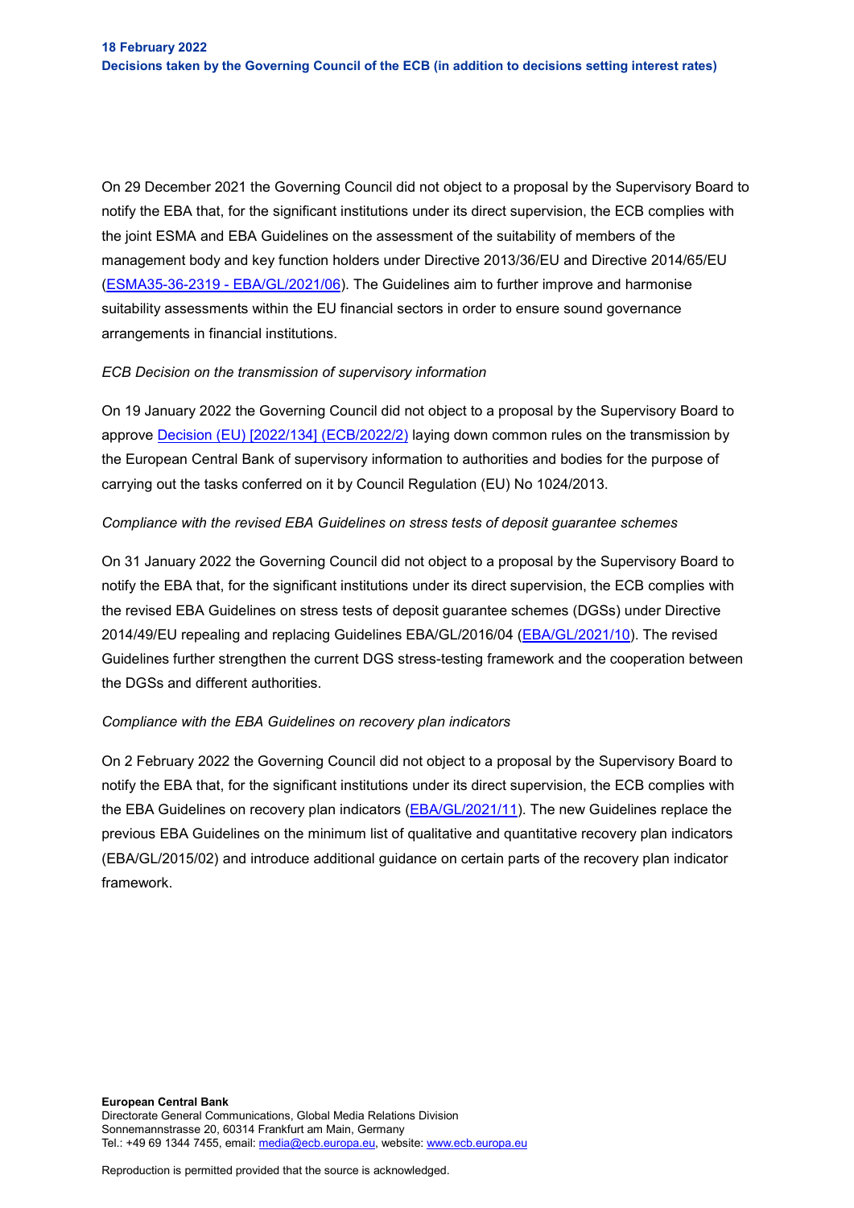On 29 December 2021 the Governing Council did not object to a proposal by the Supervisory Board to notify the EBA that, for the significant institutions under its direct supervision, the ECB complies with the joint ESMA and EBA Guidelines on the assessment of the suitability of members of the management body and key function holders under Directive 2013/36/EU and Directive 2014/65/EU (ESMA35-36-2319 - EBA/GL/2021/06). The Guidelines aim to further improve and harmonise suitability assessments within the EU financial sectors in order to ensure sound governance arrangements in financial institutions.

*ECB Decision on the transmission of supervisory information*

On 19 January 2022 the Governing Council did not object to a proposal by the Supervisory Board to approve Decision (EU) [2022/134] (ECB/2022/2) laying down common rules on the transmission by the European Central Bank of supervisory information to authorities and bodies for the purpose of carrying out the tasks conferred on it by Council Regulation (EU) No 1024/2013.

*Compliance with the revised EBA Guidelines on stress tests of deposit guarantee schemes*

On 31 January 2022 the Governing Council did not object to a proposal by the Supervisory Board to notify the EBA that, for the significant institutions under its direct supervision, the ECB complies with the revised EBA Guidelines on stress tests of deposit guarantee schemes (DGSs) under Directive 2014/49/EU repealing and replacing Guidelines EBA/GL/2016/04 (EBA/GL/2021/10). The revised Guidelines further strengthen the current DGS stress-testing framework and the cooperation between the DGSs and different authorities.

*Compliance with the EBA Guidelines on recovery plan indicators*

On 2 February 2022 the Governing Council did not object to a proposal by the Supervisory Board to notify the EBA that, for the significant institutions under its direct supervision, the ECB complies with the EBA Guidelines on recovery plan indicators (EBA/GL/2021/11). The new Guidelines replace the previous EBA Guidelines on the minimum list of qualitative and quantitative recovery plan indicators (EBA/GL/2015/02) and introduce additional guidance on certain parts of the recovery plan indicator framework.

**European Central Bank**
Directorate General Communications, Global Media Relations Division
Sonnemannstrasse 20, 60314 Frankfurt am Main, Germany
Tel.: +49 69 1344 7455, email: media@ecb.europa.eu, website: www.ecb.europa.eu

Reproduction is permitted provided that the source is acknowledged.